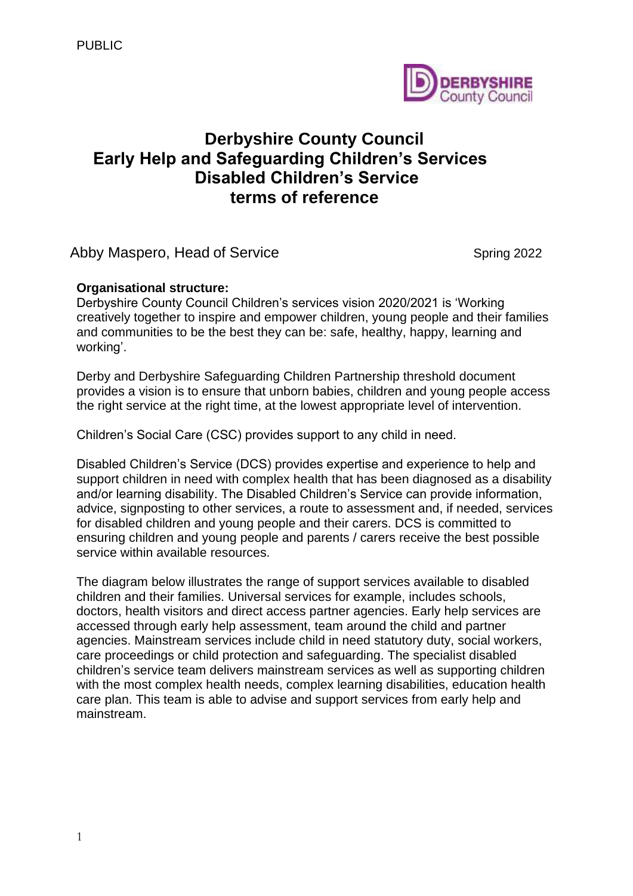PUBLIC

# Derbyshire County Council
# Early Help and Safeguarding Children's Services
# Disabled Children's Service
# terms of reference

Abby Maspero, Head of Service

Spring 2022

**Organisational structure:**
Derbyshire County Council Children's services vision 2020/2021 is 'Working creatively together to inspire and empower children, young people and their families and communities to be the best they can be: safe, healthy, happy, learning and working'.

Derby and Derbyshire Safeguarding Children Partnership threshold document provides a vision is to ensure that unborn babies, children and young people access the right service at the right time, at the lowest appropriate level of intervention.

Children's Social Care (CSC) provides support to any child in need.

Disabled Children's Service (DCS) provides expertise and experience to help and support children in need with complex health that has been diagnosed as a disability and/or learning disability. The Disabled Children's Service can provide information, advice, signposting to other services, a route to assessment and, if needed, services for disabled children and young people and their carers. DCS is committed to ensuring children and young people and parents / carers receive the best possible service within available resources.

The diagram below illustrates the range of support services available to disabled children and their families. Universal services for example, includes schools, doctors, health visitors and direct access partner agencies. Early help services are accessed through early help assessment, team around the child and partner agencies. Mainstream services include child in need statutory duty, social workers, care proceedings or child protection and safeguarding. The specialist disabled children's service team delivers mainstream services as well as supporting children with the most complex health needs, complex learning disabilities, education health care plan. This team is able to advise and support services from early help and mainstream.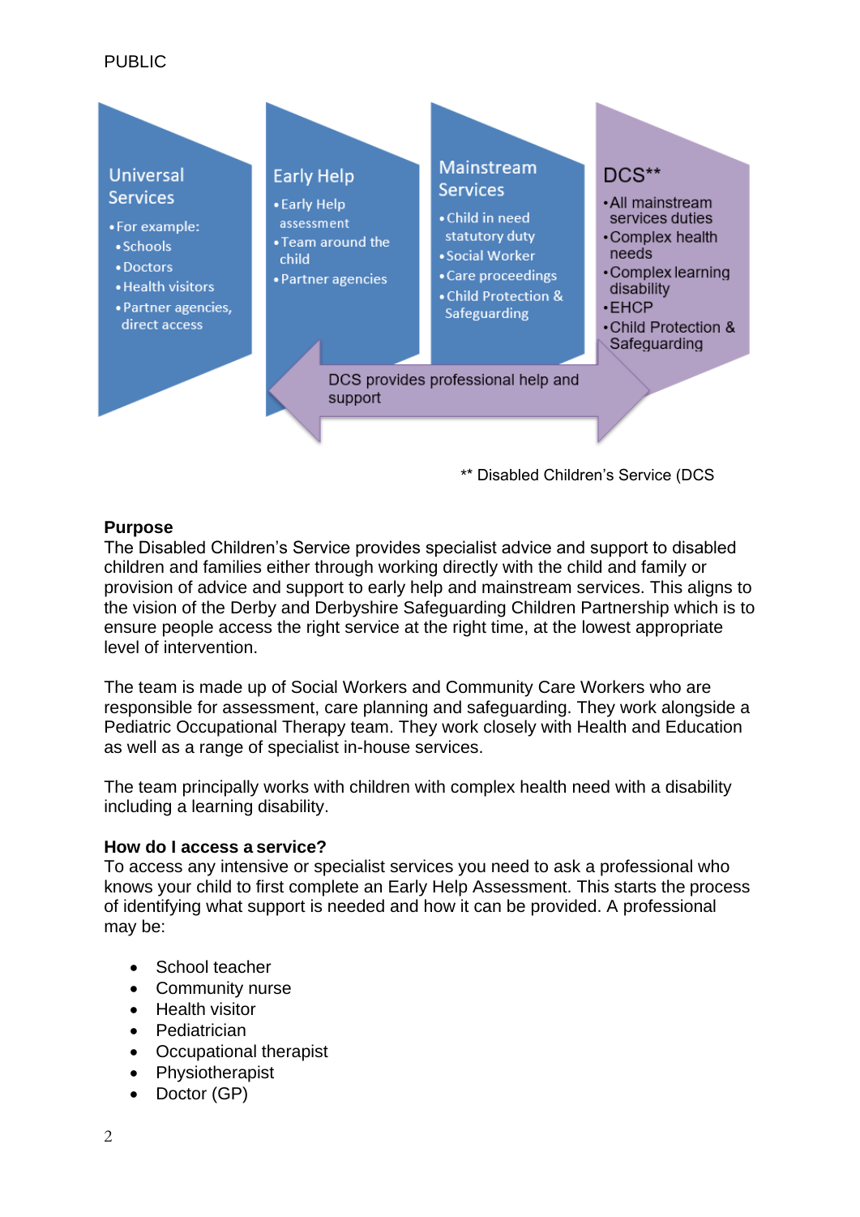PUBLIC

**Universal Services**

- For example:
  - Schools
  - Doctors
  - Health visitors
  - Partner agencies, direct access

**Early Help**

- Early Help assessment
- Team around the child
- Partner agencies

**Mainstream Services**

- Child in need statutory duty
- Social Worker
- Care proceedings
- Child Protection & Safeguarding

**DCS****

- All mainstream services duties
- Complex health needs
- Complex learning disability
- EHCP
- Child Protection & Safeguarding

DCS provides professional help and support

** Disabled Children's Service (DCS

**Purpose**
The Disabled Children's Service provides specialist advice and support to disabled children and families either through working directly with the child and family or provision of advice and support to early help and mainstream services. This aligns to the vision of the Derby and Derbyshire Safeguarding Children Partnership which is to ensure people access the right service at the right time, at the lowest appropriate level of intervention.

The team is made up of Social Workers and Community Care Workers who are responsible for assessment, care planning and safeguarding. They work alongside a Pediatric Occupational Therapy team. They work closely with Health and Education as well as a range of specialist in-house services.

The team principally works with children with complex health need with a disability including a learning disability.

**How do I access a service?**
To access any intensive or specialist services you need to ask a professional who knows your child to first complete an Early Help Assessment. This starts the process of identifying what support is needed and how it can be provided. A professional may be:

- School teacher
- Community nurse
- Health visitor
- Pediatrician
- Occupational therapist
- Physiotherapist
- Doctor (GP)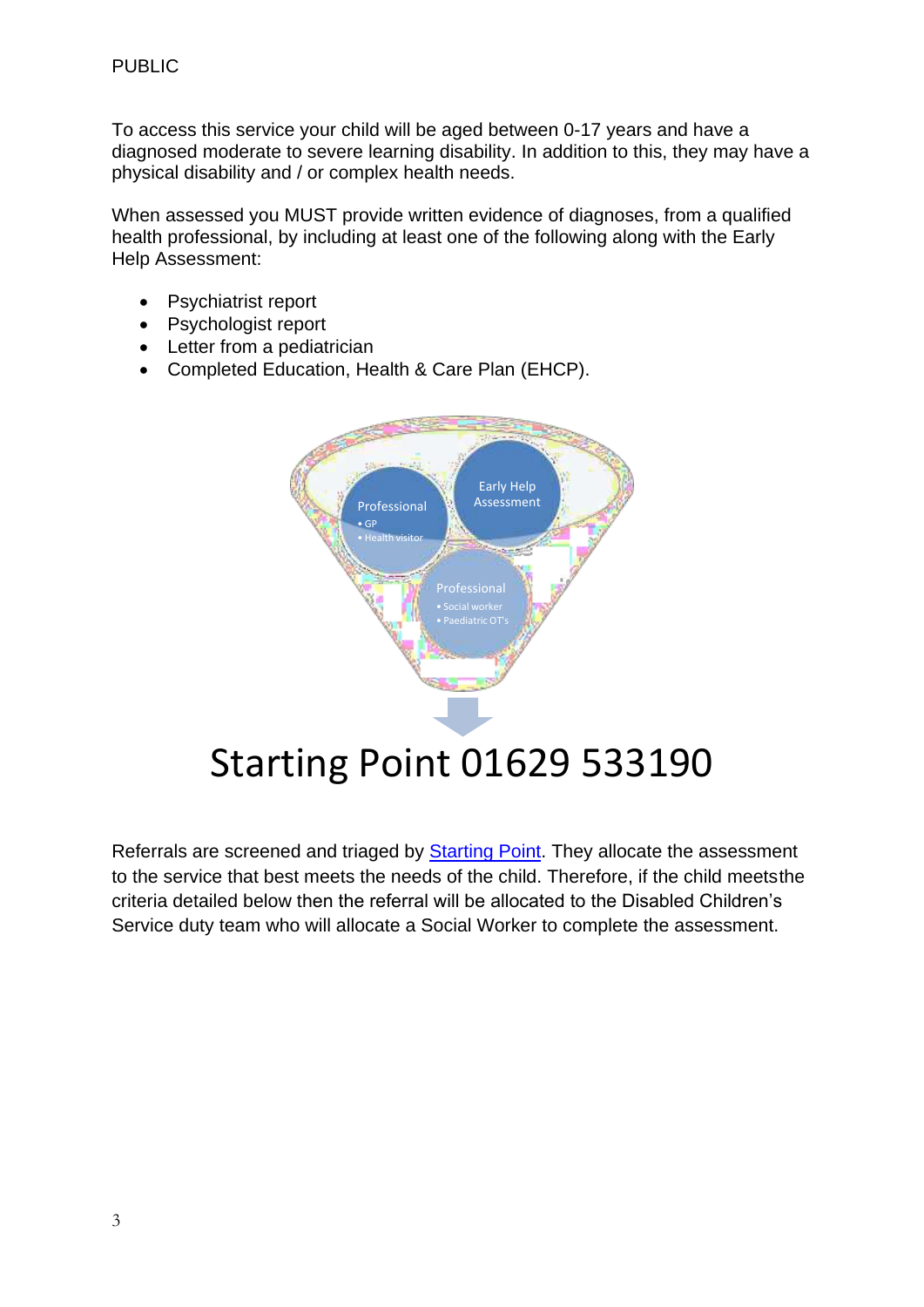To access this service your child will be aged between 0-17 years and have a diagnosed moderate to severe learning disability. In addition to this, they may have a physical disability and / or complex health needs.

When assessed you MUST provide written evidence of diagnoses, from a qualified health professional, by including at least one of the following along with the Early Help Assessment:

- Psychiatrist report
- Psychologist report
- Letter from a pediatrician
- Completed Education, Health & Care Plan (EHCP).

Professional
- GP
- Health visitor

Early Help Assessment

Professional
- Social worker
- Paediatric OT's

# Starting Point 01629 533190

Referrals are screened and triaged by [Starting Point](). They allocate the assessment to the service that best meets the needs of the child. Therefore, if the child meetsthe criteria detailed below then the referral will be allocated to the Disabled Children's Service duty team who will allocate a Social Worker to complete the assessment.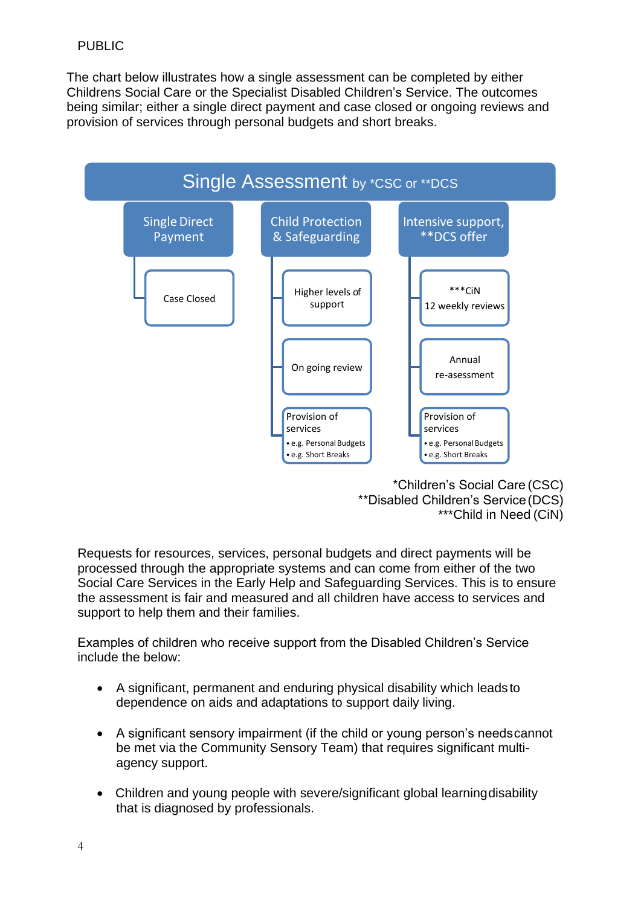PUBLIC

The chart below illustrates how a single assessment can be completed by either Childrens Social Care or the Specialist Disabled Children's Service. The outcomes being similar; either a single direct payment and case closed or ongoing reviews and provision of services through personal budgets and short breaks.

**Single Assessment** by *CSC or **DCS

- **Single Direct Payment**
  - Case Closed
- **Child Protection & Safeguarding**
  - Higher levels of support
  - On going review
  - Provision of services
    - e.g. Personal Budgets
    - e.g. Short Breaks
- **Intensive support, **DCS offer**
  - ***CiN 12 weekly reviews
  - Annual re-asessment
  - Provision of services
    - e.g. Personal Budgets
    - e.g. Short Breaks

*Children's Social Care (CSC)
**Disabled Children's Service (DCS)
***Child in Need (CiN)

Requests for resources, services, personal budgets and direct payments will be processed through the appropriate systems and can come from either of the two Social Care Services in the Early Help and Safeguarding Services. This is to ensure the assessment is fair and measured and all children have access to services and support to help them and their families.

Examples of children who receive support from the Disabled Children's Service include the below:

- A significant, permanent and enduring physical disability which leads to dependence on aids and adaptations to support daily living.
- A significant sensory impairment (if the child or young person's needs cannot be met via the Community Sensory Team) that requires significant multi-agency support.
- Children and young people with severe/significant global learning disability that is diagnosed by professionals.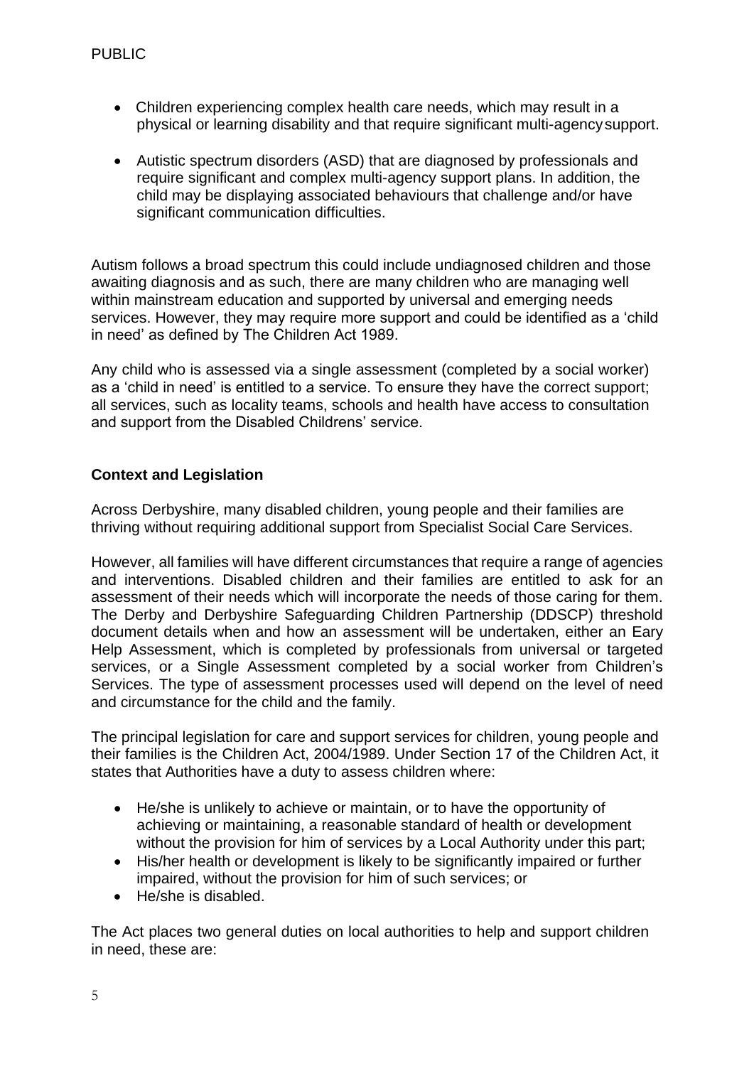- Children experiencing complex health care needs, which may result in a physical or learning disability and that require significant multi-agency support.
- Autistic spectrum disorders (ASD) that are diagnosed by professionals and require significant and complex multi-agency support plans. In addition, the child may be displaying associated behaviours that challenge and/or have significant communication difficulties.

Autism follows a broad spectrum this could include undiagnosed children and those awaiting diagnosis and as such, there are many children who are managing well within mainstream education and supported by universal and emerging needs services. However, they may require more support and could be identified as a 'child in need' as defined by The Children Act 1989.

Any child who is assessed via a single assessment (completed by a social worker) as a 'child in need' is entitled to a service. To ensure they have the correct support; all services, such as locality teams, schools and health have access to consultation and support from the Disabled Childrens' service.

**Context and Legislation**

Across Derbyshire, many disabled children, young people and their families are thriving without requiring additional support from Specialist Social Care Services.

However, all families will have different circumstances that require a range of agencies and interventions. Disabled children and their families are entitled to ask for an assessment of their needs which will incorporate the needs of those caring for them. The Derby and Derbyshire Safeguarding Children Partnership (DDSCP) threshold document details when and how an assessment will be undertaken, either an Eary Help Assessment, which is completed by professionals from universal or targeted services, or a Single Assessment completed by a social worker from Children's Services. The type of assessment processes used will depend on the level of need and circumstance for the child and the family.

The principal legislation for care and support services for children, young people and their families is the Children Act, 2004/1989. Under Section 17 of the Children Act, it states that Authorities have a duty to assess children where:

- He/she is unlikely to achieve or maintain, or to have the opportunity of achieving or maintaining, a reasonable standard of health or development without the provision for him of services by a Local Authority under this part;
- His/her health or development is likely to be significantly impaired or further impaired, without the provision for him of such services; or
- He/she is disabled.

The Act places two general duties on local authorities to help and support children in need, these are: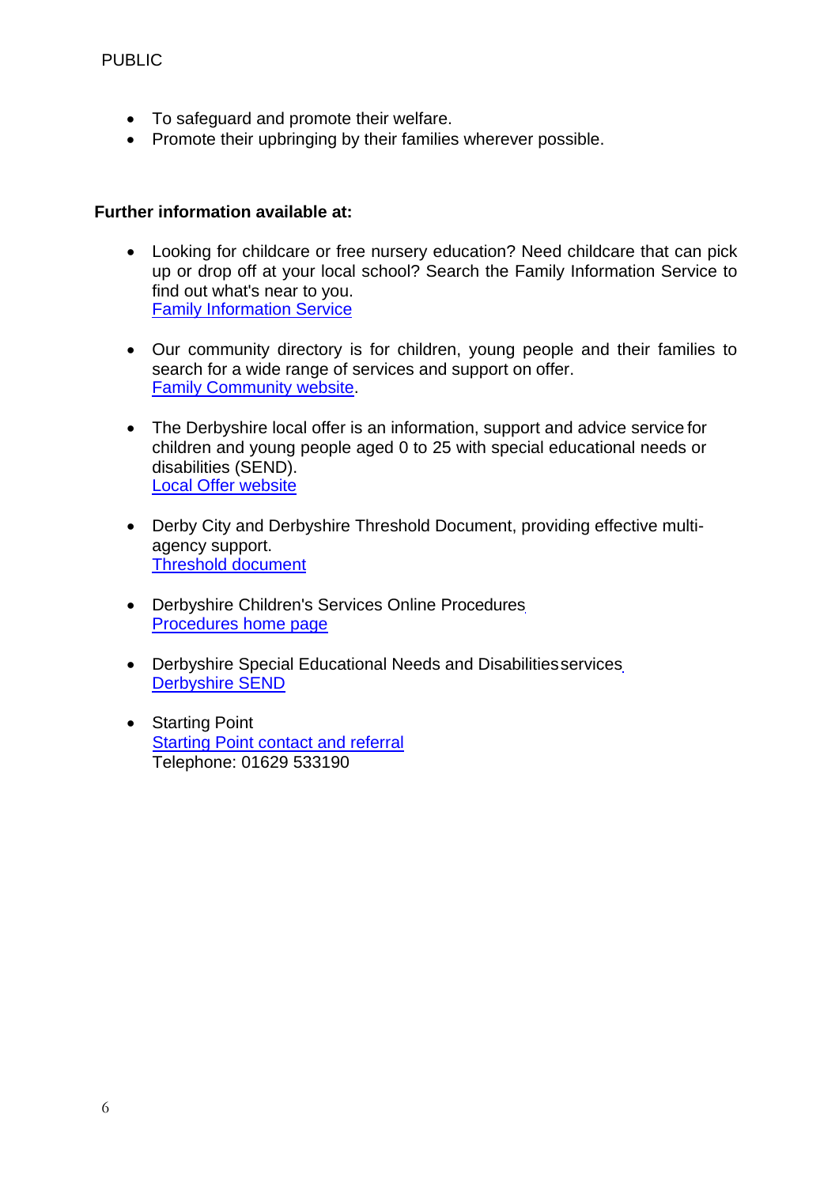- To safeguard and promote their welfare.
- Promote their upbringing by their families wherever possible.

**Further information available at:**

- Looking for childcare or free nursery education? Need childcare that can pick up or drop off at your local school? Search the Family Information Service to find out what's near to you.
  Family Information Service

- Our community directory is for children, young people and their families to search for a wide range of services and support on offer.
  Family Community website.

- The Derbyshire local offer is an information, support and advice service for children and young people aged 0 to 25 with special educational needs or disabilities (SEND).
  Local Offer website

- Derby City and Derbyshire Threshold Document, providing effective multi-agency support.
  Threshold document

- Derbyshire Children's Services Online Procedures
  Procedures home page

- Derbyshire Special Educational Needs and Disabilities services
  Derbyshire SEND

- Starting Point
  Starting Point contact and referral
  Telephone: 01629 533190